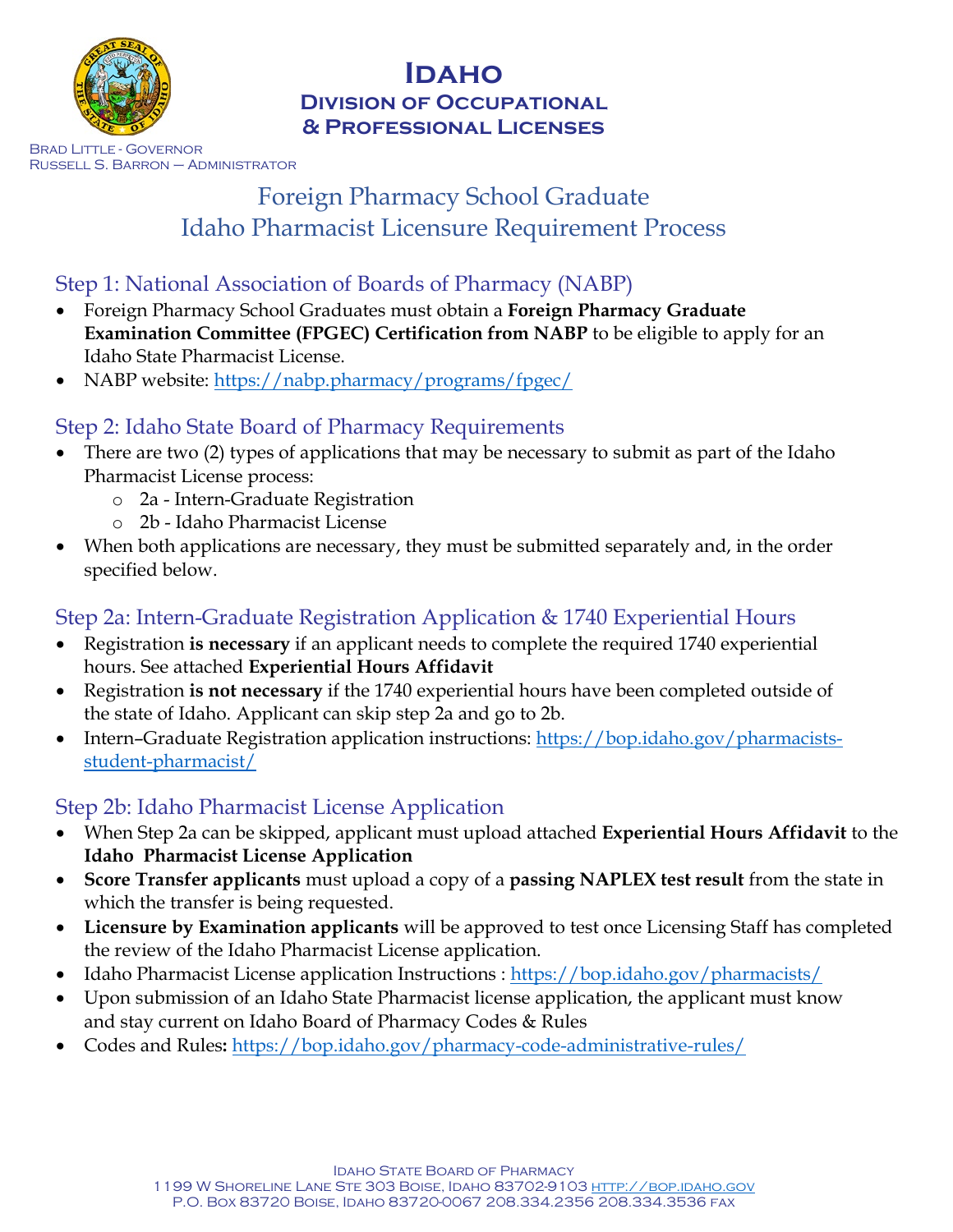# Idaho

## Division of Occupational & Professional Licenses

Brad Little - Governor
Russell S. Barron – Administrator

# Foreign Pharmacy School Graduate Idaho Pharmacist Licensure Requirement Process

## Step 1: National Association of Boards of Pharmacy (NABP)

- Foreign Pharmacy School Graduates must obtain a **Foreign Pharmacy Graduate Examination Committee (FPGEC) Certification from NABP** to be eligible to apply for an Idaho State Pharmacist License.
- NABP website: https://nabp.pharmacy/programs/fpgec/

## Step 2: Idaho State Board of Pharmacy Requirements

- There are two (2) types of applications that may be necessary to submit as part of the Idaho Pharmacist License process:
  - 2a - Intern-Graduate Registration
  - 2b - Idaho Pharmacist License
- When both applications are necessary, they must be submitted separately and, in the order specified below.

## Step 2a: Intern-Graduate Registration Application & 1740 Experiential Hours

- Registration **is necessary** if an applicant needs to complete the required 1740 experiential hours. See attached **Experiential Hours Affidavit**
- Registration **is not necessary** if the 1740 experiential hours have been completed outside of the state of Idaho. Applicant can skip step 2a and go to 2b.
- Intern–Graduate Registration application instructions: https://bop.idaho.gov/pharmacists-student-pharmacist/

## Step 2b: Idaho Pharmacist License Application

- When Step 2a can be skipped, applicant must upload attached **Experiential Hours Affidavit** to the **Idaho Pharmacist License Application**
- **Score Transfer applicants** must upload a copy of a **passing NAPLEX test result** from the state in which the transfer is being requested.
- **Licensure by Examination applicants** will be approved to test once Licensing Staff has completed the review of the Idaho Pharmacist License application.
- Idaho Pharmacist License application Instructions : https://bop.idaho.gov/pharmacists/
- Upon submission of an Idaho State Pharmacist license application, the applicant must know and stay current on Idaho Board of Pharmacy Codes & Rules
- Codes and Rules**:** https://bop.idaho.gov/pharmacy-code-administrative-rules/

Idaho State Board of Pharmacy
1199 W Shoreline Lane Ste 303 Boise, Idaho 83702-9103 http://bop.idaho.gov
P.O. Box 83720 Boise, Idaho 83720-0067 208.334.2356 208.334.3536 fax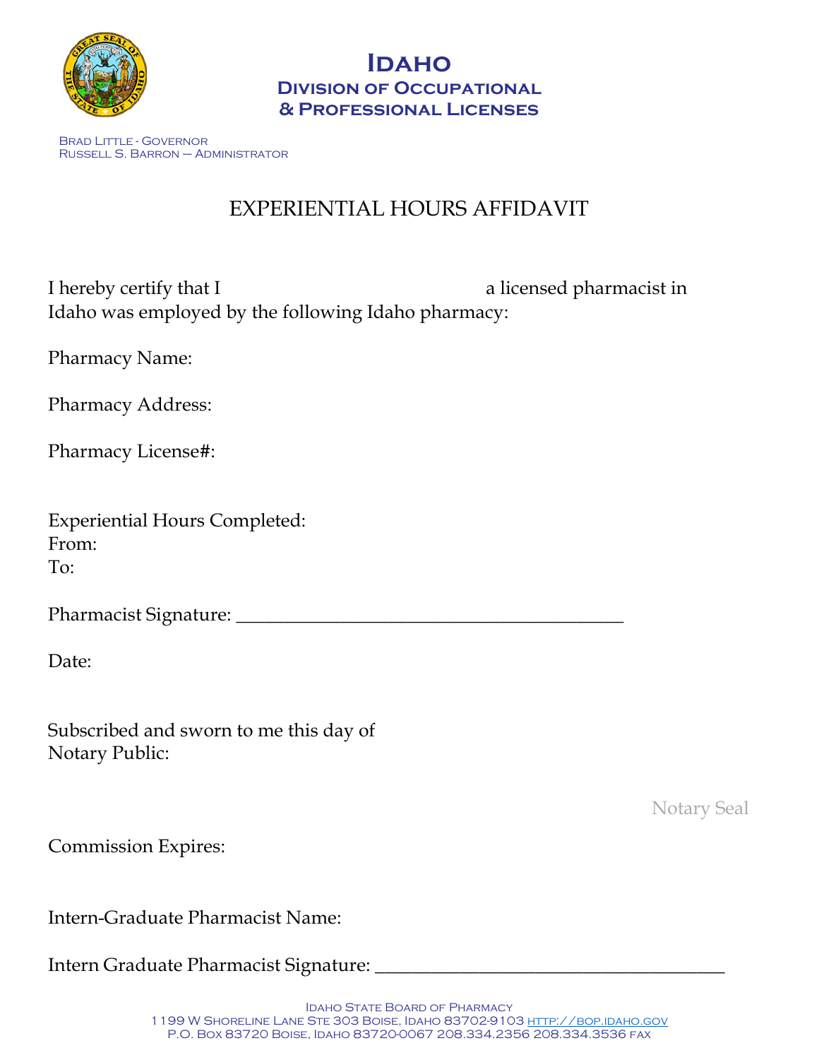# Idaho
## Division of Occupational & Professional Licenses

Brad Little - Governor
Russell S. Barron – Administrator

## EXPERIENTIAL HOURS AFFIDAVIT

I hereby certify that I a licensed pharmacist in Idaho was employed by the following Idaho pharmacy:

Pharmacy Name:

Pharmacy Address:

Pharmacy License#:

Experiential Hours Completed:
From:
To:

Pharmacist Signature: ________________________________________

Date:

Subscribed and sworn to me this day of
Notary Public:

Notary Seal

Commission Expires:

Intern-Graduate Pharmacist Name:

Intern Graduate Pharmacist Signature: ____________________________________

Idaho State Board of Pharmacy
1199 W Shoreline Lane Ste 303 Boise, Idaho 83702-9103 http://bop.idaho.gov
P.O. Box 83720 Boise, Idaho 83720-0067 208.334.2356 208.334.3536 fax